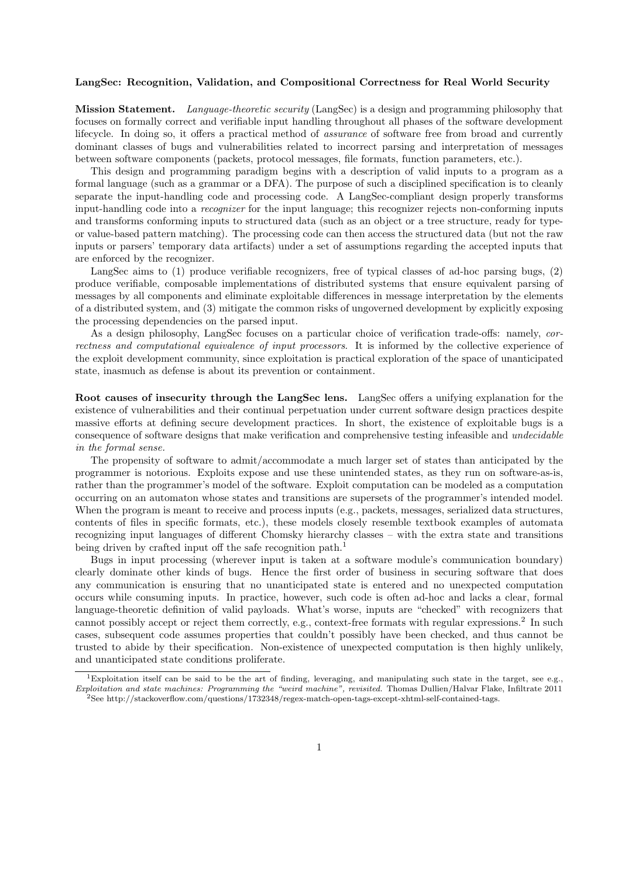**LangSec: Recognition, Validation, and Compositional Correctness for Real World Security**

**Mission Statement.** *Language-theoretic security* (LangSec) is a design and programming philosophy that focuses on formally correct and verifiable input handling throughout all phases of the software development lifecycle. In doing so, it offers a practical method of *assurance* of software free from broad and currently dominant classes of bugs and vulnerabilities related to incorrect parsing and interpretation of messages between software components (packets, protocol messages, file formats, function parameters, etc.).

This design and programming paradigm begins with a description of valid inputs to a program as a formal language (such as a grammar or a DFA). The purpose of such a disciplined specification is to cleanly separate the input-handling code and processing code. A LangSec-compliant design properly transforms input-handling code into a *recognizer* for the input language; this recognizer rejects non-conforming inputs and transforms conforming inputs to structured data (such as an object or a tree structure, ready for type- or value-based pattern matching). The processing code can then access the structured data (but not the raw inputs or parsers' temporary data artifacts) under a set of assumptions regarding the accepted inputs that are enforced by the recognizer.

LangSec aims to (1) produce verifiable recognizers, free of typical classes of ad-hoc parsing bugs, (2) produce verifiable, composable implementations of distributed systems that ensure equivalent parsing of messages by all components and eliminate exploitable differences in message interpretation by the elements of a distributed system, and (3) mitigate the common risks of ungoverned development by explicitly exposing the processing dependencies on the parsed input.

As a design philosophy, LangSec focuses on a particular choice of verification trade-offs: namely, *correctness and computational equivalence of input processors*. It is informed by the collective experience of the exploit development community, since exploitation is practical exploration of the space of unanticipated state, inasmuch as defense is about its prevention or containment.

**Root causes of insecurity through the LangSec lens.** LangSec offers a unifying explanation for the existence of vulnerabilities and their continual perpetuation under current software design practices despite massive efforts at defining secure development practices. In short, the existence of exploitable bugs is a consequence of software designs that make verification and comprehensive testing infeasible and *undecidable in the formal sense.*

The propensity of software to admit/accommodate a much larger set of states than anticipated by the programmer is notorious. Exploits expose and use these unintended states, as they run on software-as-is, rather than the programmer's model of the software. Exploit computation can be modeled as a computation occurring on an automaton whose states and transitions are supersets of the programmer's intended model. When the program is meant to receive and process inputs (e.g., packets, messages, serialized data structures, contents of files in specific formats, etc.), these models closely resemble textbook examples of automata recognizing input languages of different Chomsky hierarchy classes – with the extra state and transitions being driven by crafted input off the safe recognition path.[1]

Bugs in input processing (wherever input is taken at a software module's communication boundary) clearly dominate other kinds of bugs. Hence the first order of business in securing software that does any communication is ensuring that no unanticipated state is entered and no unexpected computation occurs while consuming inputs. In practice, however, such code is often ad-hoc and lacks a clear, formal language-theoretic definition of valid payloads. What's worse, inputs are "checked" with recognizers that cannot possibly accept or reject them correctly, e.g., context-free formats with regular expressions.[2] In such cases, subsequent code assumes properties that couldn't possibly have been checked, and thus cannot be trusted to abide by their specification. Non-existence of unexpected computation is then highly unlikely, and unanticipated state conditions proliferate.

---

[1] Exploitation itself can be said to be the art of finding, leveraging, and manipulating such state in the target, see e.g., *Exploitation and state machines: Programming the "weird machine", revisited.* Thomas Dullien/Halvar Flake, Infiltrate 2011

[2] See http://stackoverflow.com/questions/1732348/regex-match-open-tags-except-xhtml-self-contained-tags.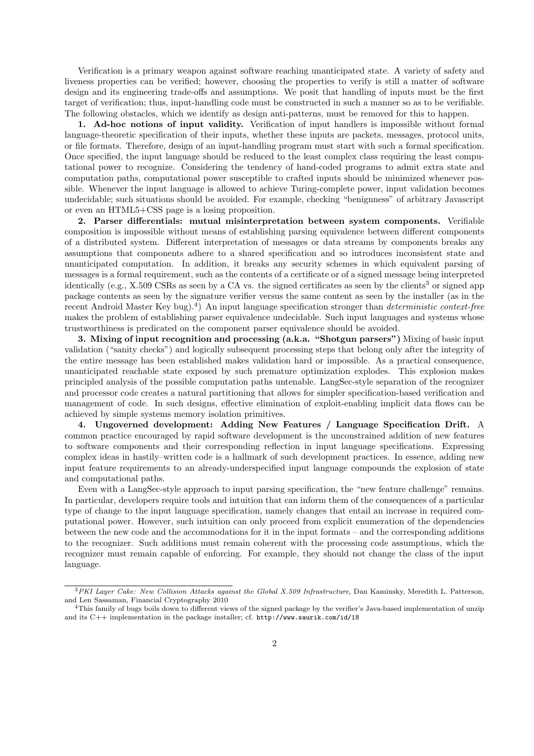Verification is a primary weapon against software reaching unanticipated state. A variety of safety and liveness properties can be verified; however, choosing the properties to verify is still a matter of software design and its engineering trade-offs and assumptions. We posit that handling of inputs must be the first target of verification; thus, input-handling code must be constructed in such a manner so as to be verifiable. The following obstacles, which we identify as design anti-patterns, must be removed for this to happen.

**1. Ad-hoc notions of input validity.** Verification of input handlers is impossible without formal language-theoretic specification of their inputs, whether these inputs are packets, messages, protocol units, or file formats. Therefore, design of an input-handling program must start with such a formal specification. Once specified, the input language should be reduced to the least complex class requiring the least computational power to recognize. Considering the tendency of hand-coded programs to admit extra state and computation paths, computational power susceptible to crafted inputs should be minimized whenever possible. Whenever the input language is allowed to achieve Turing-complete power, input validation becomes undecidable; such situations should be avoided. For example, checking "benignness" of arbitrary Javascript or even an HTML5+CSS page is a losing proposition.

**2. Parser differentials: mutual misinterpretation between system components.** Verifiable composition is impossible without means of establishing parsing equivalence between different components of a distributed system. Different interpretation of messages or data streams by components breaks any assumptions that components adhere to a shared specification and so introduces inconsistent state and unanticipated computation. In addition, it breaks any security schemes in which equivalent parsing of messages is a formal requirement, such as the contents of a certificate or of a signed message being interpreted identically (e.g., X.509 CSRs as seen by a CA vs. the signed certificates as seen by the clients[3] or signed app package contents as seen by the signature verifier versus the same content as seen by the installer (as in the recent Android Master Key bug).[4]) An input language specification stronger than *deterministic context-free* makes the problem of establishing parser equivalence undecidable. Such input languages and systems whose trustworthiness is predicated on the component parser equivalence should be avoided.

**3. Mixing of input recognition and processing (a.k.a. "Shotgun parsers")** Mixing of basic input validation ("sanity checks") and logically subsequent processing steps that belong only after the integrity of the entire message has been established makes validation hard or impossible. As a practical consequence, unanticipated reachable state exposed by such premature optimization explodes. This explosion makes principled analysis of the possible computation paths untenable. LangSec-style separation of the recognizer and processor code creates a natural partitioning that allows for simpler specification-based verification and management of code. In such designs, effective elimination of exploit-enabling implicit data flows can be achieved by simple systems memory isolation primitives.

**4. Ungoverned development: Adding New Features / Language Specification Drift.** A common practice encouraged by rapid software development is the unconstrained addition of new features to software components and their corresponding reflection in input language specifications. Expressing complex ideas in hastily–written code is a hallmark of such development practices. In essence, adding new input feature requirements to an already-underspecified input language compounds the explosion of state and computational paths.

Even with a LangSec-style approach to input parsing specification, the "new feature challenge" remains. In particular, developers require tools and intuition that can inform them of the consequences of a particular type of change to the input language specification, namely changes that entail an increase in required computational power. However, such intuition can only proceed from explicit enumeration of the dependencies between the new code and the accommodations for it in the input formats – and the corresponding additions to the recognizer. Such additions must remain coherent with the processing code assumptions, which the recognizer must remain capable of enforcing. For example, they should not change the class of the input language.

---

[3] *PKI Layer Cake: New Collision Attacks against the Global X.509 Infrastructure*, Dan Kaminsky, Meredith L. Patterson, and Len Sassaman, Financial Cryptography 2010

[4] This family of bugs boils down to different views of the signed package by the verifier's Java-based implementation of unzip and its C++ implementation in the package installer; cf. `http://www.saurik.com/id/18`